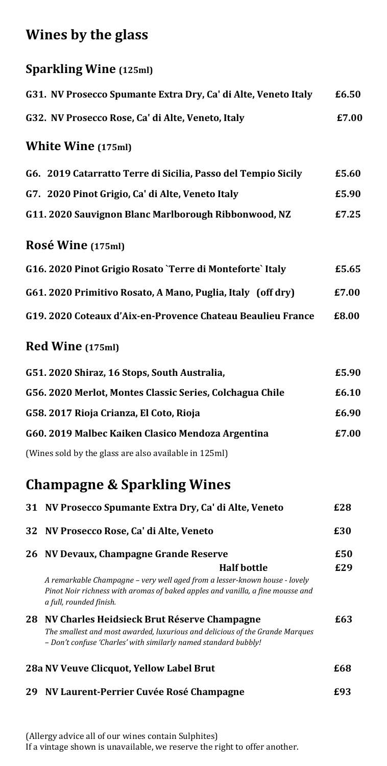# Wines by the glass

## Sparkling Wine (125ml)

| | |
|---|---|
| **G31. NV Prosecco Spumante Extra Dry, Ca' di Alte, Veneto Italy** | **£6.50** |
| **G32. NV Prosecco Rose, Ca' di Alte, Veneto, Italy** | **£7.00** |

## White Wine (175ml)

| | |
|---|---|
| **G6. 2019 Catarratto Terre di Sicilia, Passo del Tempio Sicily** | **£5.60** |
| **G7. 2020 Pinot Grigio, Ca' di Alte, Veneto Italy** | **£5.90** |
| **G11. 2020 Sauvignon Blanc Marlborough Ribbonwood, NZ** | **£7.25** |

## Rosé Wine (175ml)

| | |
|---|---|
| **G16. 2020 Pinot Grigio Rosato `Terre di Monteforte` Italy** | **£5.65** |
| **G61. 2020 Primitivo Rosato, A Mano, Puglia, Italy (off dry)** | **£7.00** |
| **G19. 2020 Coteaux d'Aix-en-Provence Chateau Beaulieu France** | **£8.00** |

## Red Wine (175ml)

| | |
|---|---|
| **G51. 2020 Shiraz, 16 Stops, South Australia,** | **£5.90** |
| **G56. 2020 Merlot, Montes Classic Series, Colchagua Chile** | **£6.10** |
| **G58. 2017 Rioja Crianza, El Coto, Rioja** | **£6.90** |
| **G60. 2019 Malbec Kaiken Clasico Mendoza Argentina** | **£7.00** |

(Wines sold by the glass are also available in 125ml)

# Champagne & Sparkling Wines

**31 NV Prosecco Spumante Extra Dry, Ca' di Alte, Veneto** — **£28**

**32 NV Prosecco Rose, Ca' di Alte, Veneto** — **£30**

**26 NV Devaux, Champagne Grande Reserve** — **£50**
**Half bottle** — **£29**
*A remarkable Champagne – very well aged from a lesser-known house - lovely Pinot Noir richness with aromas of baked apples and vanilla, a fine mousse and a full, rounded finish.*

**28 NV Charles Heidsieck Brut Réserve Champagne** — **£63**
*The smallest and most awarded, luxurious and delicious of the Grande Marques – Don't confuse 'Charles' with similarly named standard bubbly!*

**28a NV Veuve Clicquot, Yellow Label Brut** — **£68**

**29 NV Laurent-Perrier Cuvée Rosé Champagne** — **£93**

(Allergy advice all of our wines contain Sulphites)
If a vintage shown is unavailable, we reserve the right to offer another.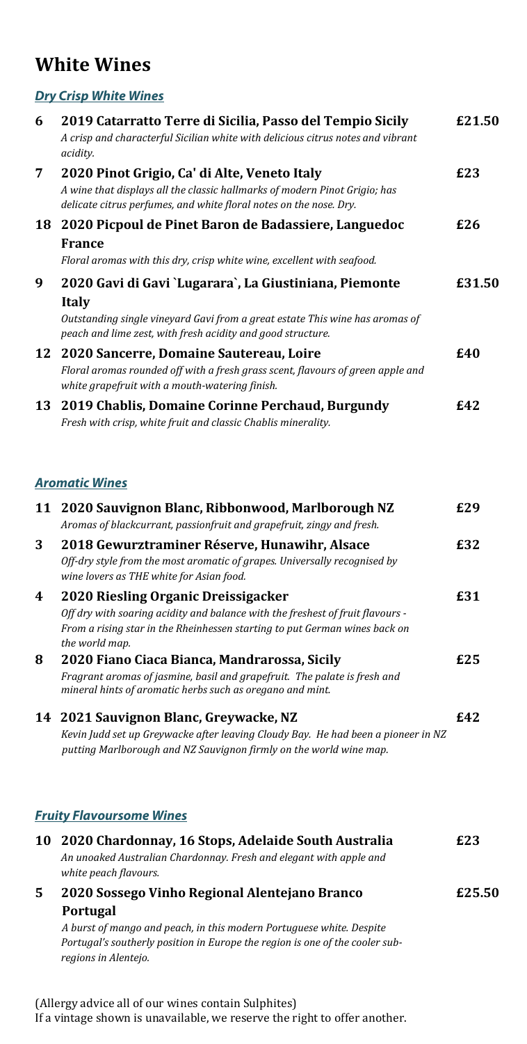# White Wines

## *Dry Crisp White Wines*

**6 2019 Catarratto Terre di Sicilia, Passo del Tempio Sicily** **£21.50**
*A crisp and characterful Sicilian white with delicious citrus notes and vibrant acidity.*

**7 2020 Pinot Grigio, Ca' di Alte, Veneto Italy** **£23**
*A wine that displays all the classic hallmarks of modern Pinot Grigio; has delicate citrus perfumes, and white floral notes on the nose. Dry.*

**18 2020 Picpoul de Pinet Baron de Badassiere, Languedoc France** **£26**
*Floral aromas with this dry, crisp white wine, excellent with seafood.*

**9 2020 Gavi di Gavi `Lugarara`, La Giustiniana, Piemonte Italy** **£31.50**
*Outstanding single vineyard Gavi from a great estate This wine has aromas of peach and lime zest, with fresh acidity and good structure.*

**12 2020 Sancerre, Domaine Sautereau, Loire** **£40**
*Floral aromas rounded off with a fresh grass scent, flavours of green apple and white grapefruit with a mouth-watering finish.*

**13 2019 Chablis, Domaine Corinne Perchaud, Burgundy** **£42**
*Fresh with crisp, white fruit and classic Chablis minerality.*

## *Aromatic Wines*

**11 2020 Sauvignon Blanc, Ribbonwood, Marlborough NZ** **£29**
*Aromas of blackcurrant, passionfruit and grapefruit, zingy and fresh.*

**3 2018 Gewurztraminer Réserve, Hunawihr, Alsace** **£32**
*Off-dry style from the most aromatic of grapes. Universally recognised by wine lovers as THE white for Asian food.*

**4 2020 Riesling Organic Dreissigacker** **£31**
*Off dry with soaring acidity and balance with the freshest of fruit flavours - From a rising star in the Rheinhessen starting to put German wines back on the world map.*

**8 2020 Fiano Ciaca Bianca, Mandrarossa, Sicily** **£25**
*Fragrant aromas of jasmine, basil and grapefruit. The palate is fresh and mineral hints of aromatic herbs such as oregano and mint.*

**14 2021 Sauvignon Blanc, Greywacke, NZ** **£42**
*Kevin Judd set up Greywacke after leaving Cloudy Bay. He had been a pioneer in NZ putting Marlborough and NZ Sauvignon firmly on the world wine map.*

## *Fruity Flavoursome Wines*

**10 2020 Chardonnay, 16 Stops, Adelaide South Australia** **£23**
*An unoaked Australian Chardonnay. Fresh and elegant with apple and white peach flavours.*

**5 2020 Sossego Vinho Regional Alentejano Branco Portugal** **£25.50**
*A burst of mango and peach, in this modern Portuguese white. Despite Portugal's southerly position in Europe the region is one of the cooler sub-regions in Alentejo.*

(Allergy advice all of our wines contain Sulphites)
If a vintage shown is unavailable, we reserve the right to offer another.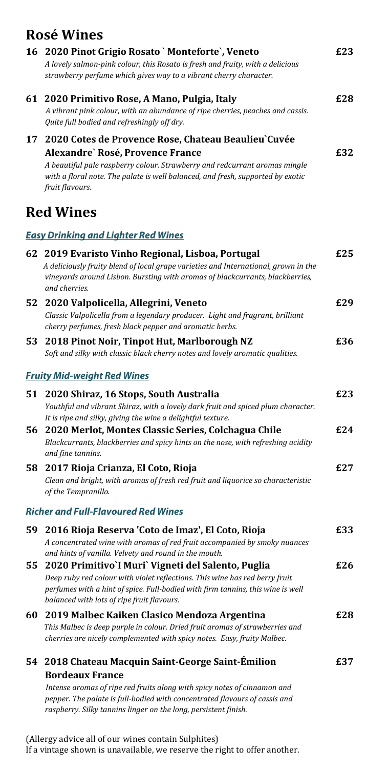## Rosé Wines

**16 2020 Pinot Grigio Rosato `Monteforte`, Veneto** **£23**

*A lovely salmon-pink colour, this Rosato is fresh and fruity, with a delicious strawberry perfume which gives way to a vibrant cherry character.*

**61 2020 Primitivo Rose, A Mano, Pulgia, Italy** **£28**

*A vibrant pink colour, with an abundance of ripe cherries, peaches and cassis. Quite full bodied and refreshingly off dry.*

**17 2020 Cotes de Provence Rose, Chateau Beaulieu`Cuvée Alexandre` Rosé, Provence France** **£32**

*A beautiful pale raspberry colour. Strawberry and redcurrant aromas mingle with a floral note. The palate is well balanced, and fresh, supported by exotic fruit flavours.*

## Red Wines

### Easy Drinking and Lighter Red Wines

**62 2019 Evaristo Vinho Regional, Lisboa, Portugal** **£25**

*A deliciously fruity blend of local grape varieties and International, grown in the vineyards around Lisbon. Bursting with aromas of blackcurrants, blackberries, and cherries.*

**52 2020 Valpolicella, Allegrini, Veneto** **£29**

*Classic Valpolicella from a legendary producer. Light and fragrant, brilliant cherry perfumes, fresh black pepper and aromatic herbs.*

**53 2018 Pinot Noir, Tinpot Hut, Marlborough NZ** **£36**

*Soft and silky with classic black cherry notes and lovely aromatic qualities.*

### Fruity Mid-weight Red Wines

**51 2020 Shiraz, 16 Stops, South Australia** **£23**

*Youthful and vibrant Shiraz, with a lovely dark fruit and spiced plum character. It is ripe and silky, giving the wine a delightful texture.*

**56 2020 Merlot, Montes Classic Series, Colchagua Chile** **£24**

*Blackcurrants, blackberries and spicy hints on the nose, with refreshing acidity and fine tannins.*

**58 2017 Rioja Crianza, El Coto, Rioja** **£27**

*Clean and bright, with aromas of fresh red fruit and liquorice so characteristic of the Tempranillo.*

### Richer and Full-Flavoured Red Wines

**59 2016 Rioja Reserva 'Coto de Imaz', El Coto, Rioja** **£33**

*A concentrated wine with aromas of red fruit accompanied by smoky nuances and hints of vanilla. Velvety and round in the mouth.*

**55 2020 Primitivo`I Muri` Vigneti del Salento, Puglia** **£26**

*Deep ruby red colour with violet reflections. This wine has red berry fruit perfumes with a hint of spice. Full-bodied with firm tannins, this wine is well balanced with lots of ripe fruit flavours.*

**60 2019 Malbec Kaiken Clasico Mendoza Argentina** **£28**

*This Malbec is deep purple in colour. Dried fruit aromas of strawberries and cherries are nicely complemented with spicy notes. Easy, fruity Malbec.*

**54 2018 Chateau Macquin Saint-George Saint-Émilion Bordeaux France** **£37**

*Intense aromas of ripe red fruits along with spicy notes of cinnamon and pepper. The palate is full-bodied with concentrated flavours of cassis and raspberry. Silky tannins linger on the long, persistent finish.*

(Allergy advice all of our wines contain Sulphites)
If a vintage shown is unavailable, we reserve the right to offer another.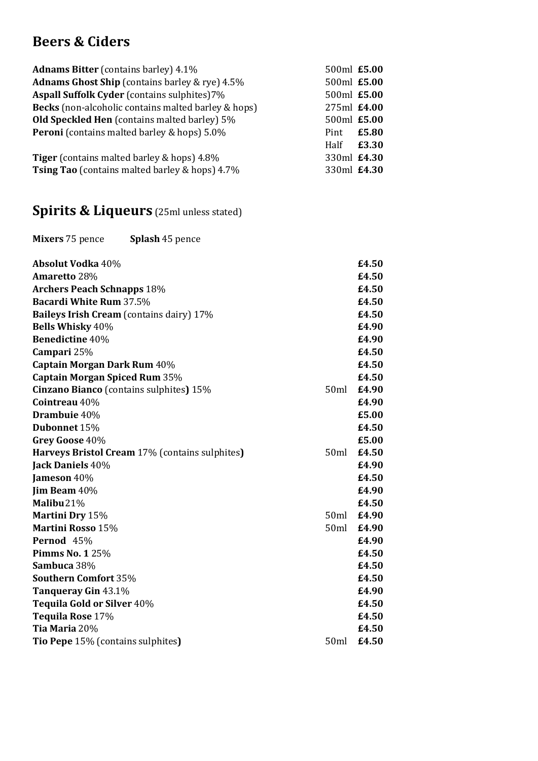## Beers & Ciders

| | | |
|---|---|---|
| **Adnams Bitter** (contains barley) 4.1% | 500ml | **£5.00** |
| **Adnams Ghost Ship** (contains barley & rye) 4.5% | 500ml | **£5.00** |
| **Aspall Suffolk Cyder** (contains sulphites)7% | 500ml | **£5.00** |
| **Becks** (non-alcoholic contains malted barley & hops) | 275ml | **£4.00** |
| **Old Speckled Hen** (contains malted barley) 5% | 500ml | **£5.00** |
| **Peroni** (contains malted barley & hops) 5.0% | Pint | **£5.80** |
| | Half | **£3.30** |
| **Tiger** (contains malted barley & hops) 4.8% | 330ml | **£4.30** |
| **Tsing Tao** (contains malted barley & hops) 4.7% | 330ml | **£4.30** |

## Spirits & Liqueurs (25ml unless stated)

**Mixers** 75 pence **Splash** 45 pence

| | | |
|---|---|---|
| **Absolut Vodka** 40% | | **£4.50** |
| **Amaretto** 28% | | **£4.50** |
| **Archers Peach Schnapps** 18% | | **£4.50** |
| **Bacardi White Rum** 37.5% | | **£4.50** |
| **Baileys Irish Cream** (contains dairy) 17% | | **£4.50** |
| **Bells Whisky** 40% | | **£4.90** |
| **Benedictine** 40% | | **£4.90** |
| **Campari** 25% | | **£4.50** |
| **Captain Morgan Dark Rum** 40% | | **£4.50** |
| **Captain Morgan Spiced Rum** 35% | | **£4.50** |
| **Cinzano Bianco** (contains sulphites) 15% | 50ml | **£4.90** |
| **Cointreau** 40% | | **£4.90** |
| **Drambuie** 40% | | **£5.00** |
| **Dubonnet** 15% | | **£4.50** |
| **Grey Goose** 40% | | **£5.00** |
| **Harveys Bristol Cream** 17% (contains sulphites) | 50ml | **£4.50** |
| **Jack Daniels** 40% | | **£4.90** |
| **Jameson** 40% | | **£4.50** |
| **Jim Beam** 40% | | **£4.90** |
| **Malibu** 21% | | **£4.50** |
| **Martini Dry** 15% | 50ml | **£4.90** |
| **Martini Rosso** 15% | 50ml | **£4.90** |
| **Pernod** 45% | | **£4.90** |
| **Pimms No. 1** 25% | | **£4.50** |
| **Sambuca** 38% | | **£4.50** |
| **Southern Comfort** 35% | | **£4.50** |
| **Tanqueray Gin** 43.1% | | **£4.90** |
| **Tequila Gold or Silver** 40% | | **£4.50** |
| **Tequila Rose** 17% | | **£4.50** |
| **Tia Maria** 20% | | **£4.50** |
| **Tio Pepe** 15% (contains sulphites) | 50ml | **£4.50** |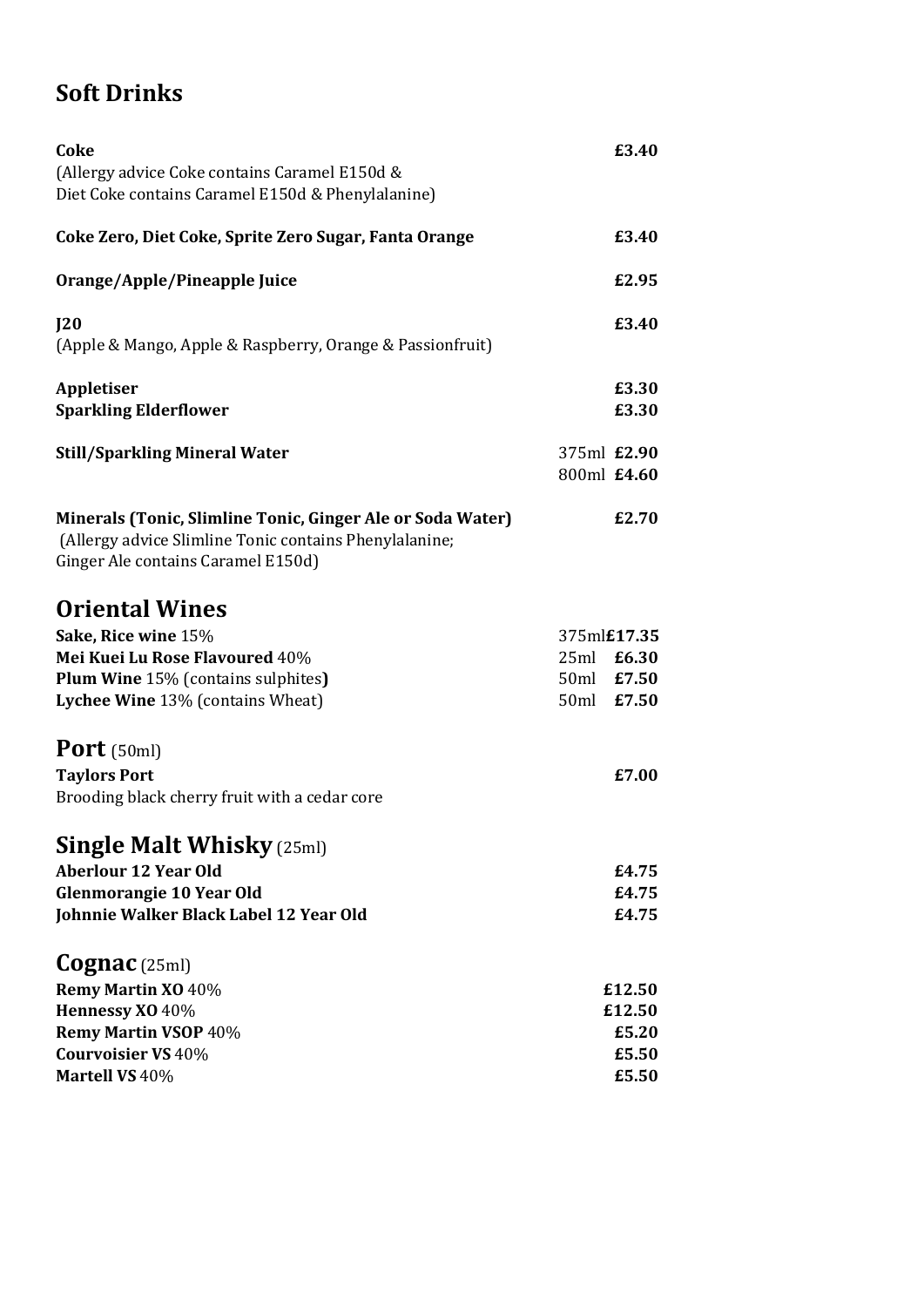## Soft Drinks

**Coke** **£3.40**
(Allergy advice Coke contains Caramel E150d &
Diet Coke contains Caramel E150d & Phenylalanine)

**Coke Zero, Diet Coke, Sprite Zero Sugar, Fanta Orange** **£3.40**

**Orange/Apple/Pineapple Juice** **£2.95**

**J20** **£3.40**
(Apple & Mango, Apple & Raspberry, Orange & Passionfruit)

**Appletiser** **£3.30**
**Sparkling Elderflower** **£3.30**

**Still/Sparkling Mineral Water** 375ml **£2.90**
800ml **£4.60**

**Minerals (Tonic, Slimline Tonic, Ginger Ale or Soda Water)** **£2.70**
(Allergy advice Slimline Tonic contains Phenylalanine;
Ginger Ale contains Caramel E150d)

## Oriental Wines

**Sake, Rice wine** 15% 375ml**£17.35**
**Mei Kuei Lu Rose Flavoured** 40% 25ml **£6.30**
**Plum Wine** 15% (contains sulphites**)** 50ml **£7.50**
**Lychee Wine** 13% (contains Wheat) 50ml **£7.50**

## Port (50ml)

**Taylors Port** **£7.00**
Brooding black cherry fruit with a cedar core

## Single Malt Whisky (25ml)

**Aberlour 12 Year Old** **£4.75**
**Glenmorangie 10 Year Old** **£4.75**
**Johnnie Walker Black Label 12 Year Old** **£4.75**

## Cognac (25ml)

**Remy Martin XO** 40% **£12.50**
**Hennessy XO** 40% **£12.50**
**Remy Martin VSOP** 40% **£5.20**
**Courvoisier VS** 40% **£5.50**
**Martell VS** 40% **£5.50**